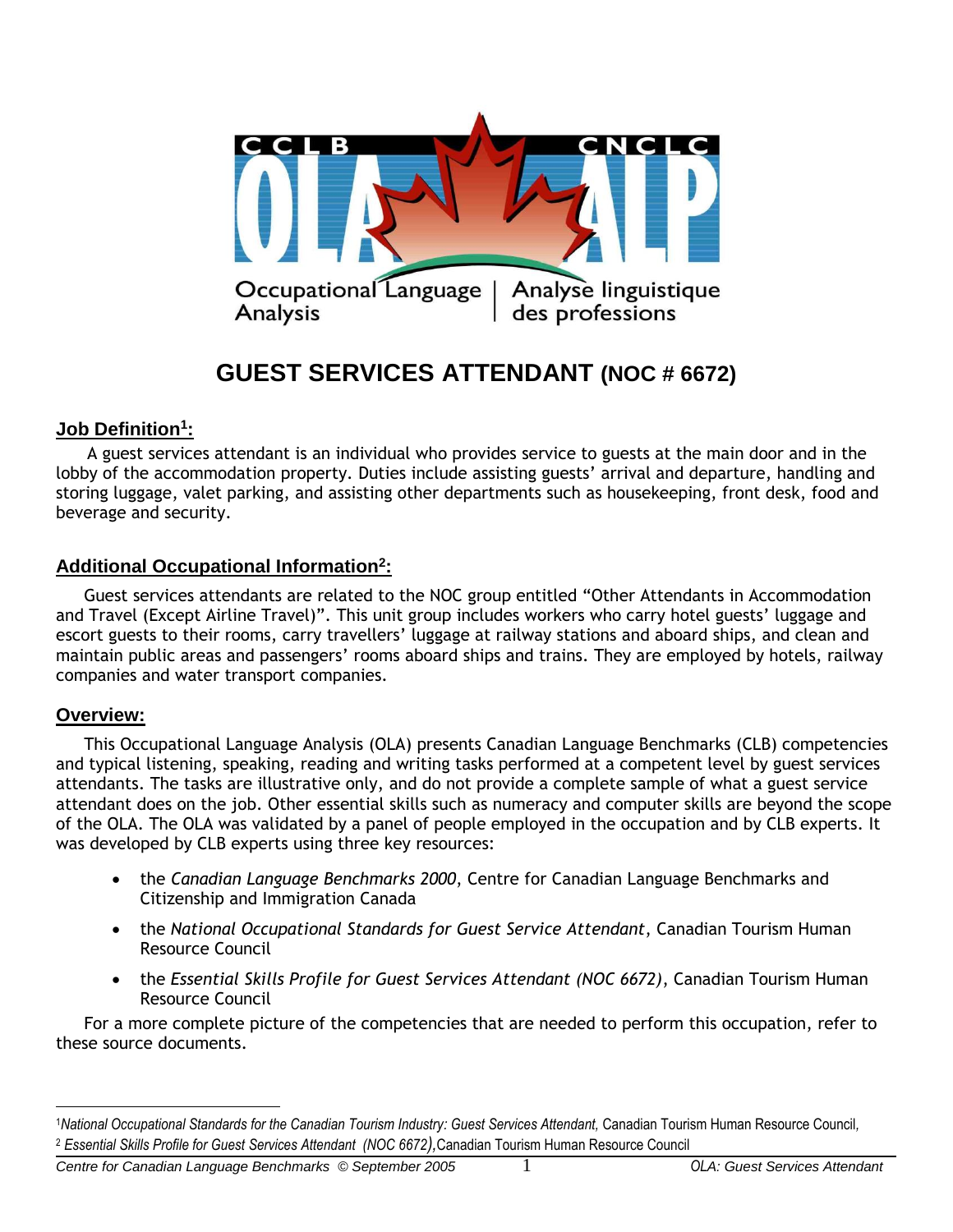CCLB | CNCLC

OLA | ALP

Occupational Language Analysis | Analyse linguistique des professions

# GUEST SERVICES ATTENDANT (NOC # 6672)

## Job Definition[1]:

A guest services attendant is an individual who provides service to guests at the main door and in the lobby of the accommodation property. Duties include assisting guests' arrival and departure, handling and storing luggage, valet parking, and assisting other departments such as housekeeping, front desk, food and beverage and security.

## Additional Occupational Information[2]:

Guest services attendants are related to the NOC group entitled "Other Attendants in Accommodation and Travel (Except Airline Travel)". This unit group includes workers who carry hotel guests' luggage and escort guests to their rooms, carry travellers' luggage at railway stations and aboard ships, and clean and maintain public areas and passengers' rooms aboard ships and trains. They are employed by hotels, railway companies and water transport companies.

## Overview:

This Occupational Language Analysis (OLA) presents Canadian Language Benchmarks (CLB) competencies and typical listening, speaking, reading and writing tasks performed at a competent level by guest services attendants. The tasks are illustrative only, and do not provide a complete sample of what a guest service attendant does on the job. Other essential skills such as numeracy and computer skills are beyond the scope of the OLA. The OLA was validated by a panel of people employed in the occupation and by CLB experts. It was developed by CLB experts using three key resources:

- the *Canadian Language Benchmarks 2000*, Centre for Canadian Language Benchmarks and Citizenship and Immigration Canada
- the *National Occupational Standards for Guest Service Attendant*, Canadian Tourism Human Resource Council
- the *Essential Skills Profile for Guest Services Attendant (NOC 6672)*, Canadian Tourism Human Resource Council

For a more complete picture of the competencies that are needed to perform this occupation, refer to these source documents.

---

[1] *National Occupational Standards for the Canadian Tourism Industry: Guest Services Attendant,* Canadian Tourism Human Resource Council,

[2] *Essential Skills Profile for Guest Services Attendant (NOC 6672),* Canadian Tourism Human Resource Council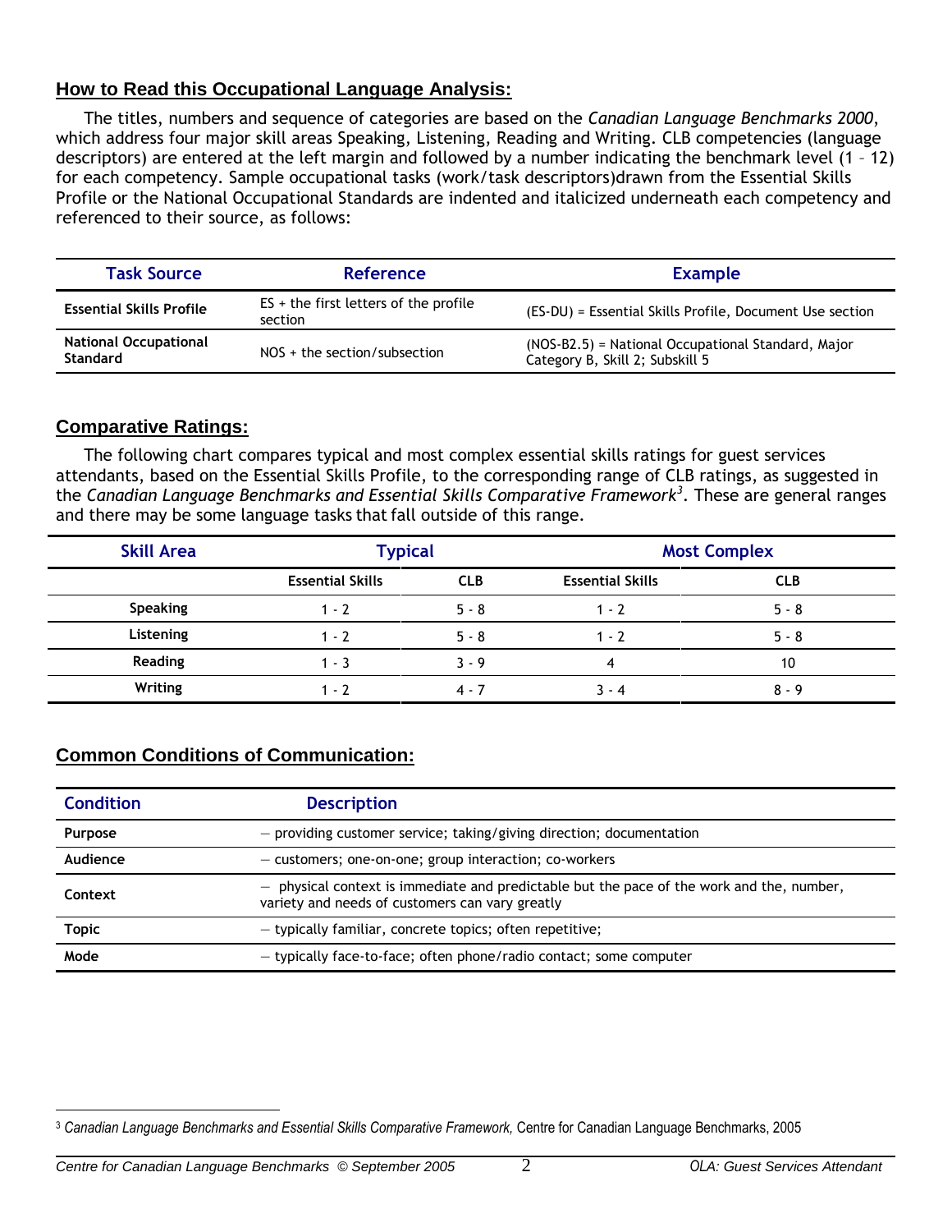## How to Read this Occupational Language Analysis:

The titles, numbers and sequence of categories are based on the *Canadian Language Benchmarks 2000*, which address four major skill areas Speaking, Listening, Reading and Writing. CLB competencies (language descriptors) are entered at the left margin and followed by a number indicating the benchmark level (1 – 12) for each competency. Sample occupational tasks (work/task descriptors)drawn from the Essential Skills Profile or the National Occupational Standards are indented and italicized underneath each competency and referenced to their source, as follows:

| Task Source | Reference | Example |
|---|---|---|
| **Essential Skills Profile** | ES + the first letters of the profile section | (ES-DU) = Essential Skills Profile, Document Use section |
| **National Occupational Standard** | NOS + the section/subsection | (NOS-B2.5) = National Occupational Standard, Major Category B, Skill 2; Subskill 5 |

## Comparative Ratings:

The following chart compares typical and most complex essential skills ratings for guest services attendants, based on the Essential Skills Profile, to the corresponding range of CLB ratings, as suggested in the *Canadian Language Benchmarks and Essential Skills Comparative Framework*[3]. These are general ranges and there may be some language tasks that fall outside of this range.

| Skill Area | Typical | | Most Complex | |
|---|---|---|---|---|
| | **Essential Skills** | **CLB** | **Essential Skills** | **CLB** |
| **Speaking** | 1 - 2 | 5 - 8 | 1 - 2 | 5 - 8 |
| **Listening** | 1 - 2 | 5 - 8 | 1 - 2 | 5 - 8 |
| **Reading** | 1 - 3 | 3 - 9 | 4 | 10 |
| **Writing** | 1 - 2 | 4 - 7 | 3 - 4 | 8 - 9 |

## Common Conditions of Communication:

| Condition | Description |
|---|---|
| **Purpose** | – providing customer service; taking/giving direction; documentation |
| **Audience** | – customers; one-on-one; group interaction; co-workers |
| **Context** | – physical context is immediate and predictable but the pace of the work and the, number, variety and needs of customers can vary greatly |
| **Topic** | – typically familiar, concrete topics; often repetitive; |
| **Mode** | – typically face-to-face; often phone/radio contact; some computer |

[3] *Canadian Language Benchmarks and Essential Skills Comparative Framework,* Centre for Canadian Language Benchmarks, 2005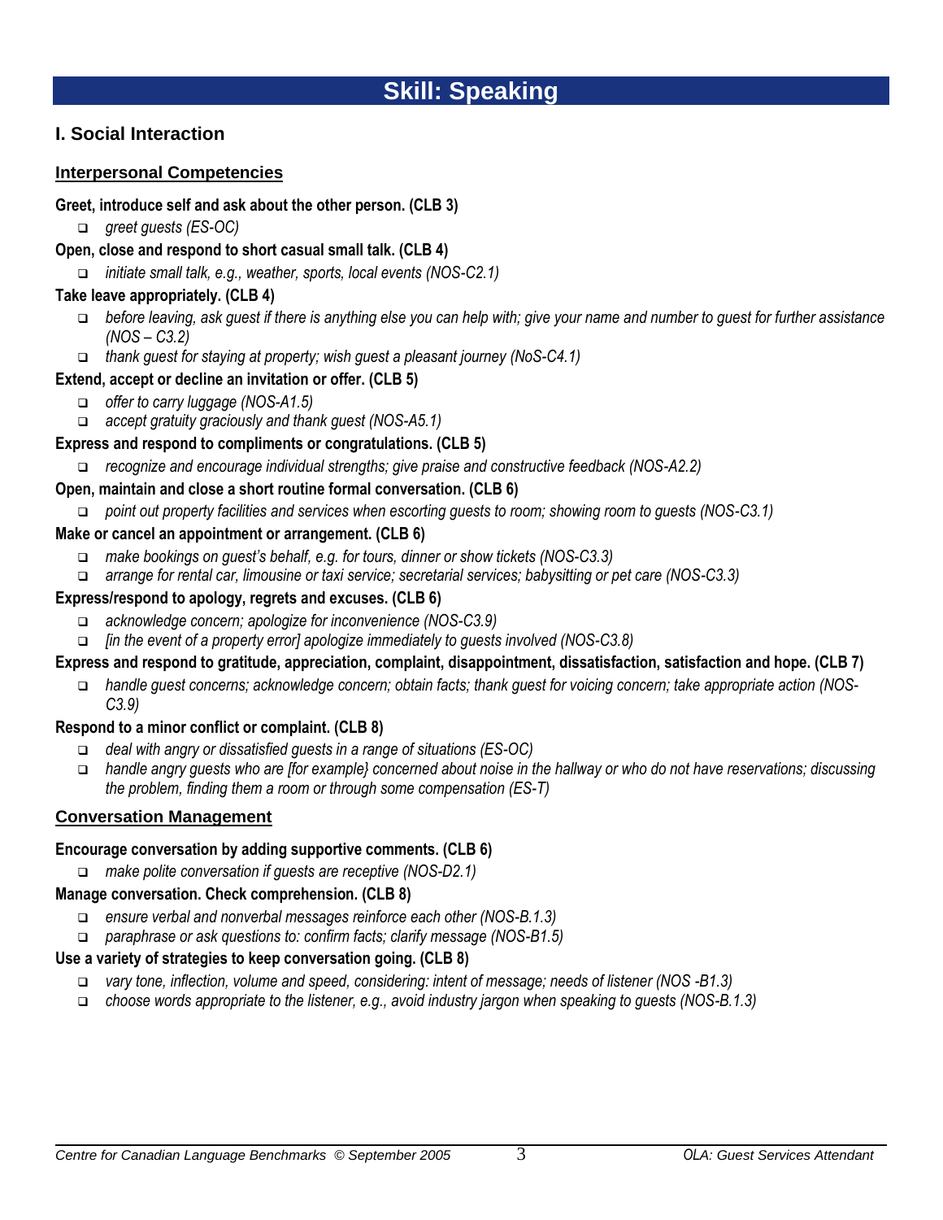# Skill: Speaking

## I. Social Interaction

### Interpersonal Competencies

**Greet, introduce self and ask about the other person. (CLB 3)**

- *greet guests (ES-OC)*

**Open, close and respond to short casual small talk. (CLB 4)**

- *initiate small talk, e.g., weather, sports, local events (NOS-C2.1)*

**Take leave appropriately. (CLB 4)**

- *before leaving, ask guest if there is anything else you can help with; give your name and number to guest for further assistance (NOS – C3.2)*
- *thank guest for staying at property; wish guest a pleasant journey (NoS-C4.1)*

**Extend, accept or decline an invitation or offer. (CLB 5)**

- *offer to carry luggage (NOS-A1.5)*
- *accept gratuity graciously and thank guest (NOS-A5.1)*

**Express and respond to compliments or congratulations. (CLB 5)**

- *recognize and encourage individual strengths; give praise and constructive feedback (NOS-A2.2)*

**Open, maintain and close a short routine formal conversation. (CLB 6)**

- *point out property facilities and services when escorting guests to room; showing room to guests (NOS-C3.1)*

**Make or cancel an appointment or arrangement. (CLB 6)**

- *make bookings on guest's behalf, e.g. for tours, dinner or show tickets (NOS-C3.3)*
- *arrange for rental car, limousine or taxi service; secretarial services; babysitting or pet care (NOS-C3.3)*

**Express/respond to apology, regrets and excuses. (CLB 6)**

- *acknowledge concern; apologize for inconvenience (NOS-C3.9)*
- *[in the event of a property error] apologize immediately to guests involved (NOS-C3.8)*

**Express and respond to gratitude, appreciation, complaint, disappointment, dissatisfaction, satisfaction and hope. (CLB 7)**

- *handle guest concerns; acknowledge concern; obtain facts; thank guest for voicing concern; take appropriate action (NOS-C3.9)*

**Respond to a minor conflict or complaint. (CLB 8)**

- *deal with angry or dissatisfied guests in a range of situations (ES-OC)*
- *handle angry guests who are [for example} concerned about noise in the hallway or who do not have reservations; discussing the problem, finding them a room or through some compensation (ES-T)*

### Conversation Management

**Encourage conversation by adding supportive comments. (CLB 6)**

- *make polite conversation if guests are receptive (NOS-D2.1)*

**Manage conversation. Check comprehension. (CLB 8)**

- *ensure verbal and nonverbal messages reinforce each other (NOS-B.1.3)*
- *paraphrase or ask questions to: confirm facts; clarify message (NOS-B1.5)*

**Use a variety of strategies to keep conversation going. (CLB 8)**

- *vary tone, inflection, volume and speed, considering: intent of message; needs of listener (NOS -B1.3)*
- *choose words appropriate to the listener, e.g., avoid industry jargon when speaking to guests (NOS-B.1.3)*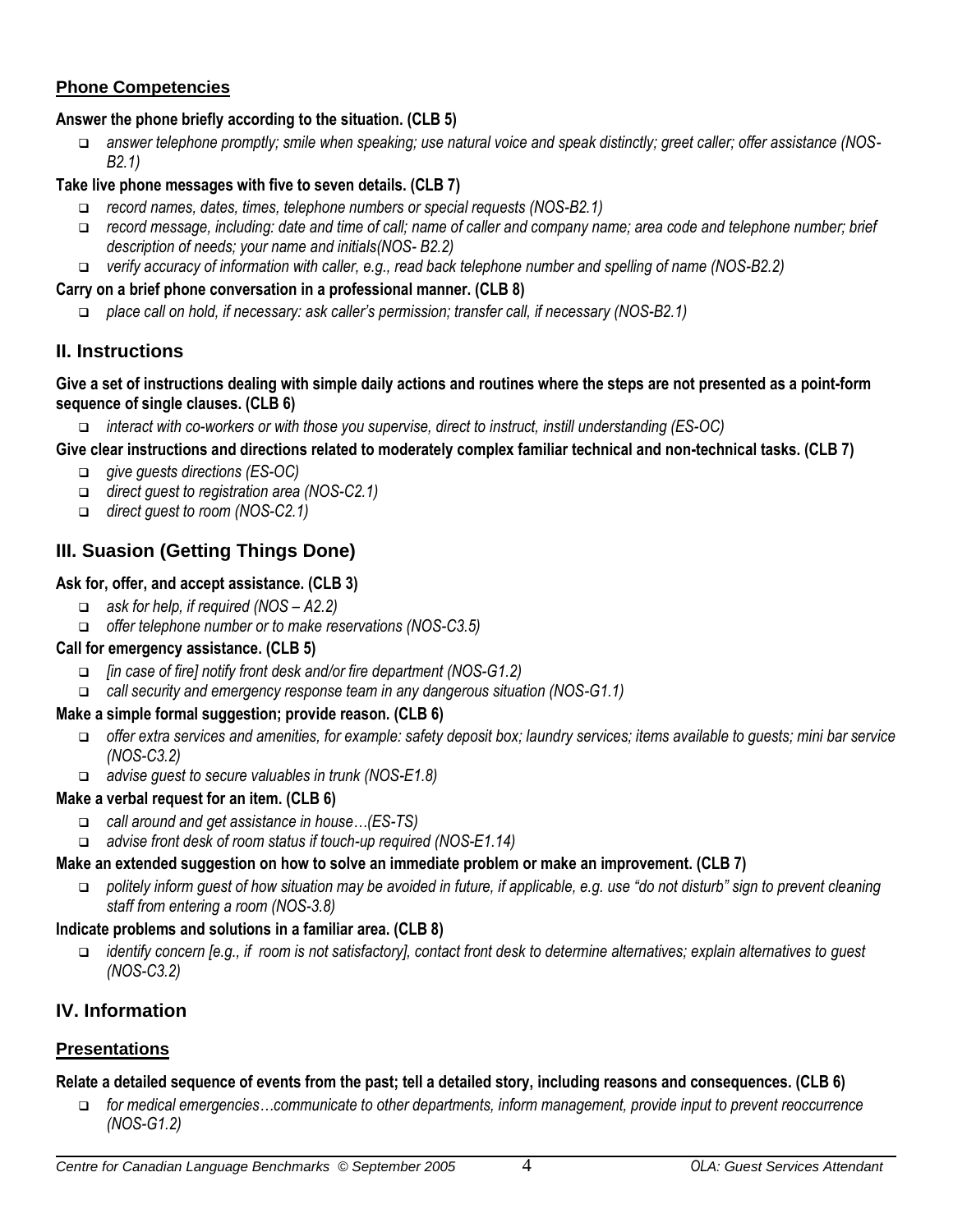### Phone Competencies

**Answer the phone briefly according to the situation. (CLB 5)**

- *answer telephone promptly; smile when speaking; use natural voice and speak distinctly; greet caller; offer assistance (NOS-B2.1)*

**Take live phone messages with five to seven details. (CLB 7)**

- *record names, dates, times, telephone numbers or special requests (NOS-B2.1)*
- *record message, including: date and time of call; name of caller and company name; area code and telephone number; brief description of needs; your name and initials(NOS- B2.2)*
- *verify accuracy of information with caller, e.g., read back telephone number and spelling of name (NOS-B2.2)*

**Carry on a brief phone conversation in a professional manner. (CLB 8)**

- *place call on hold, if necessary: ask caller's permission; transfer call, if necessary (NOS-B2.1)*

## II. Instructions

**Give a set of instructions dealing with simple daily actions and routines where the steps are not presented as a point-form sequence of single clauses. (CLB 6)**

- *interact with co-workers or with those you supervise, direct to instruct, instill understanding (ES-OC)*

**Give clear instructions and directions related to moderately complex familiar technical and non-technical tasks. (CLB 7)**

- *give guests directions (ES-OC)*
- *direct guest to registration area (NOS-C2.1)*
- *direct guest to room (NOS-C2.1)*

## III. Suasion (Getting Things Done)

**Ask for, offer, and accept assistance. (CLB 3)**

- *ask for help, if required (NOS – A2.2)*
- *offer telephone number or to make reservations (NOS-C3.5)*

**Call for emergency assistance. (CLB 5)**

- *[in case of fire] notify front desk and/or fire department (NOS-G1.2)*
- *call security and emergency response team in any dangerous situation (NOS-G1.1)*

**Make a simple formal suggestion; provide reason. (CLB 6)**

- *offer extra services and amenities, for example: safety deposit box; laundry services; items available to guests; mini bar service (NOS-C3.2)*
- *advise guest to secure valuables in trunk (NOS-E1.8)*

**Make a verbal request for an item. (CLB 6)**

- *call around and get assistance in house…(ES-TS)*
- *advise front desk of room status if touch-up required (NOS-E1.14)*

**Make an extended suggestion on how to solve an immediate problem or make an improvement. (CLB 7)**

- *politely inform guest of how situation may be avoided in future, if applicable, e.g. use "do not disturb" sign to prevent cleaning staff from entering a room (NOS-3.8)*

**Indicate problems and solutions in a familiar area. (CLB 8)**

- *identify concern [e.g., if room is not satisfactory], contact front desk to determine alternatives; explain alternatives to guest (NOS-C3.2)*

## IV. Information

### Presentations

**Relate a detailed sequence of events from the past; tell a detailed story, including reasons and consequences. (CLB 6)**

- *for medical emergencies…communicate to other departments, inform management, provide input to prevent reoccurrence (NOS-G1.2)*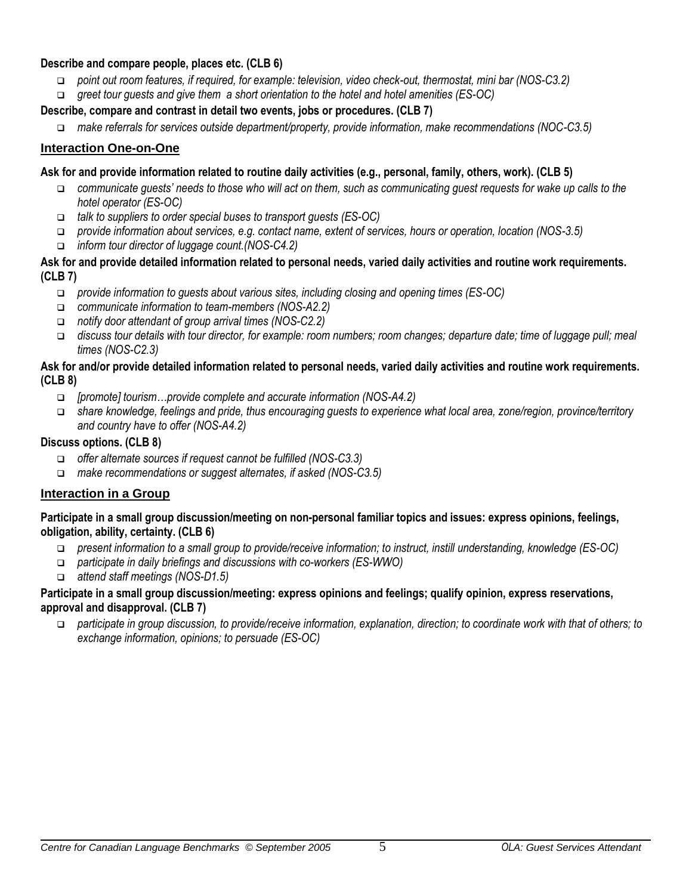**Describe and compare people, places etc. (CLB 6)**

- *point out room features, if required, for example: television, video check-out, thermostat, mini bar (NOS-C3.2)*
- *greet tour guests and give them a short orientation to the hotel and hotel amenities (ES-OC)*

**Describe, compare and contrast in detail two events, jobs or procedures. (CLB 7)**

- *make referrals for services outside department/property, provide information, make recommendations (NOC-C3.5)*

## Interaction One-on-One

**Ask for and provide information related to routine daily activities (e.g., personal, family, others, work). (CLB 5)**

- *communicate guests' needs to those who will act on them, such as communicating guest requests for wake up calls to the hotel operator (ES-OC)*
- *talk to suppliers to order special buses to transport guests (ES-OC)*
- *provide information about services, e.g. contact name, extent of services, hours or operation, location (NOS-3.5)*
- *inform tour director of luggage count.(NOS-C4.2)*

**Ask for and provide detailed information related to personal needs, varied daily activities and routine work requirements. (CLB 7)**

- *provide information to guests about various sites, including closing and opening times (ES-OC)*
- *communicate information to team-members (NOS-A2.2)*
- *notify door attendant of group arrival times (NOS-C2.2)*
- *discuss tour details with tour director, for example: room numbers; room changes; departure date; time of luggage pull; meal times (NOS-C2.3)*

**Ask for and/or provide detailed information related to personal needs, varied daily activities and routine work requirements. (CLB 8)**

- *[promote] tourism…provide complete and accurate information (NOS-A4.2)*
- *share knowledge, feelings and pride, thus encouraging guests to experience what local area, zone/region, province/territory and country have to offer (NOS-A4.2)*

**Discuss options. (CLB 8)**

- *offer alternate sources if request cannot be fulfilled (NOS-C3.3)*
- *make recommendations or suggest alternates, if asked (NOS-C3.5)*

## Interaction in a Group

**Participate in a small group discussion/meeting on non-personal familiar topics and issues: express opinions, feelings, obligation, ability, certainty. (CLB 6)**

- *present information to a small group to provide/receive information; to instruct, instill understanding, knowledge (ES-OC)*
- *participate in daily briefings and discussions with co-workers (ES-WWO)*
- *attend staff meetings (NOS-D1.5)*

**Participate in a small group discussion/meeting: express opinions and feelings; qualify opinion, express reservations, approval and disapproval. (CLB 7)**

- *participate in group discussion, to provide/receive information, explanation, direction; to coordinate work with that of others; to exchange information, opinions; to persuade (ES-OC)*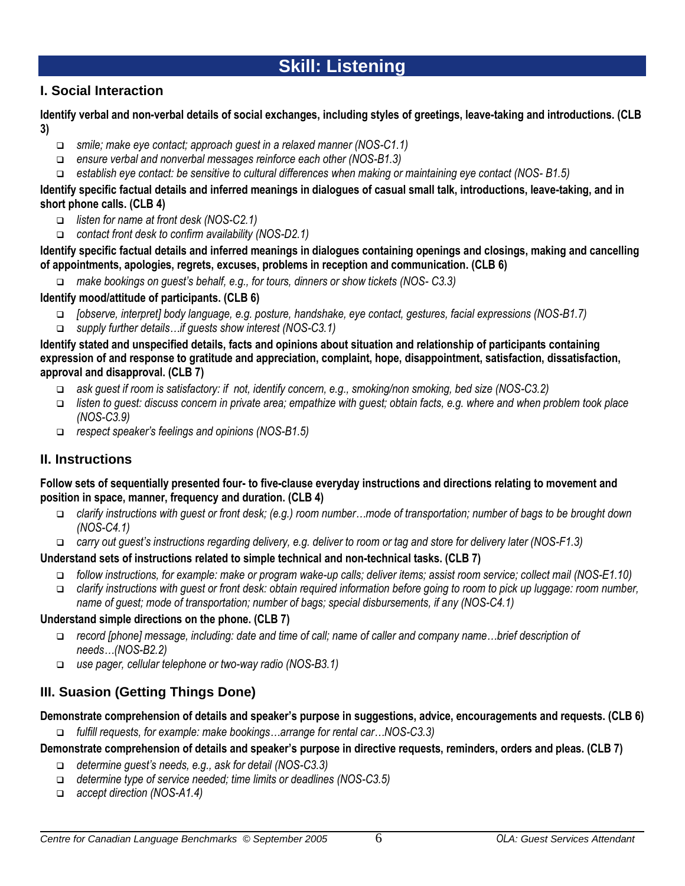# Skill: Listening

## I. Social Interaction

**Identify verbal and non-verbal details of social exchanges, including styles of greetings, leave-taking and introductions. (CLB 3)**

- *smile; make eye contact; approach guest in a relaxed manner (NOS-C1.1)*
- *ensure verbal and nonverbal messages reinforce each other (NOS-B1.3)*
- *establish eye contact: be sensitive to cultural differences when making or maintaining eye contact (NOS- B1.5)*

**Identify specific factual details and inferred meanings in dialogues of casual small talk, introductions, leave-taking, and in short phone calls. (CLB 4)**

- *listen for name at front desk (NOS-C2.1)*
- *contact front desk to confirm availability (NOS-D2.1)*

**Identify specific factual details and inferred meanings in dialogues containing openings and closings, making and cancelling of appointments, apologies, regrets, excuses, problems in reception and communication. (CLB 6)**

- *make bookings on guest's behalf, e.g., for tours, dinners or show tickets (NOS- C3.3)*

**Identify mood/attitude of participants. (CLB 6)**

- *[observe, interpret] body language, e.g. posture, handshake, eye contact, gestures, facial expressions (NOS-B1.7)*
- *supply further details…if guests show interest (NOS-C3.1)*

**Identify stated and unspecified details, facts and opinions about situation and relationship of participants containing expression of and response to gratitude and appreciation, complaint, hope, disappointment, satisfaction, dissatisfaction, approval and disapproval. (CLB 7)**

- *ask guest if room is satisfactory: if not, identify concern, e.g., smoking/non smoking, bed size (NOS-C3.2)*
- *listen to guest: discuss concern in private area; empathize with guest; obtain facts, e.g. where and when problem took place (NOS-C3.9)*
- *respect speaker's feelings and opinions (NOS-B1.5)*

## II. Instructions

**Follow sets of sequentially presented four- to five-clause everyday instructions and directions relating to movement and position in space, manner, frequency and duration. (CLB 4)**

- *clarify instructions with guest or front desk; (e.g.) room number…mode of transportation; number of bags to be brought down (NOS-C4.1)*
- *carry out guest's instructions regarding delivery, e.g. deliver to room or tag and store for delivery later (NOS-F1.3)*

**Understand sets of instructions related to simple technical and non-technical tasks. (CLB 7)**

- *follow instructions, for example: make or program wake-up calls; deliver items; assist room service; collect mail (NOS-E1.10)*
- *clarify instructions with guest or front desk: obtain required information before going to room to pick up luggage: room number, name of guest; mode of transportation; number of bags; special disbursements, if any (NOS-C4.1)*

**Understand simple directions on the phone. (CLB 7)**

- *record [phone] message, including: date and time of call; name of caller and company name…brief description of needs…(NOS-B2.2)*
- *use pager, cellular telephone or two-way radio (NOS-B3.1)*

## III. Suasion (Getting Things Done)

**Demonstrate comprehension of details and speaker's purpose in suggestions, advice, encouragements and requests. (CLB 6)**

- *fulfill requests, for example: make bookings…arrange for rental car…NOS-C3.3)*

**Demonstrate comprehension of details and speaker's purpose in directive requests, reminders, orders and pleas. (CLB 7)**

- *determine guest's needs, e.g., ask for detail (NOS-C3.3)*
- *determine type of service needed; time limits or deadlines (NOS-C3.5)*
- *accept direction (NOS-A1.4)*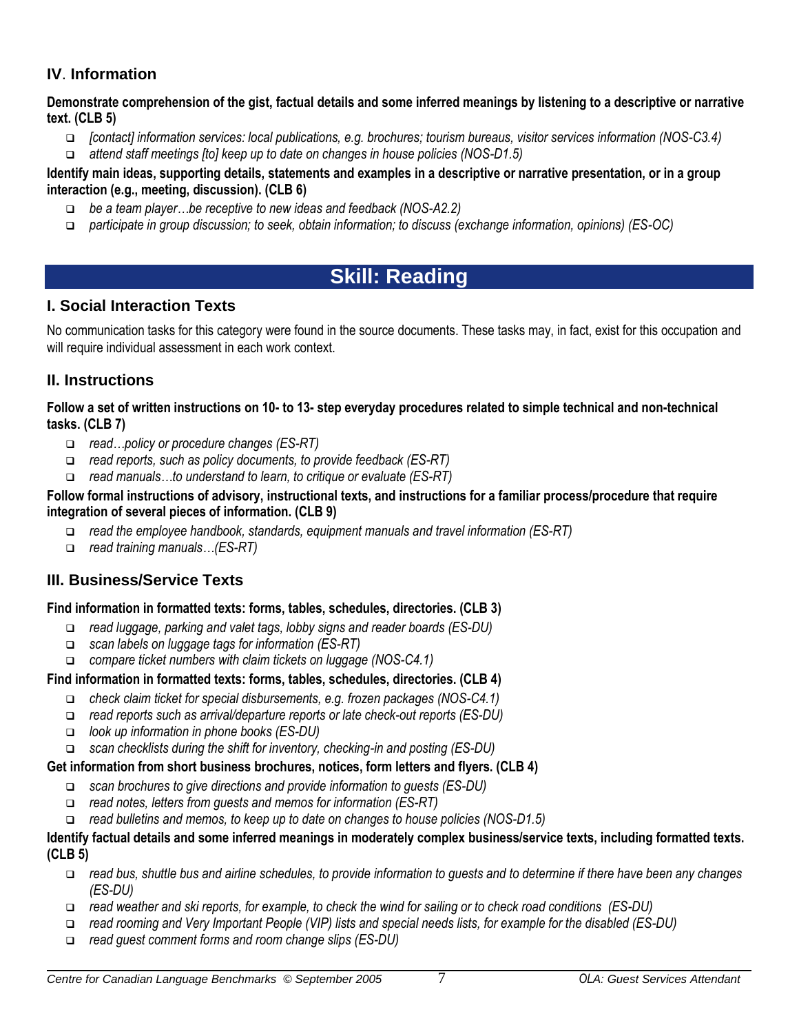### IV. Information

**Demonstrate comprehension of the gist, factual details and some inferred meanings by listening to a descriptive or narrative text. (CLB 5)**

- *[contact] information services: local publications, e.g. brochures; tourism bureaus, visitor services information (NOS-C3.4)*
- *attend staff meetings [to] keep up to date on changes in house policies (NOS-D1.5)*

**Identify main ideas, supporting details, statements and examples in a descriptive or narrative presentation, or in a group interaction (e.g., meeting, discussion). (CLB 6)**

- *be a team player…be receptive to new ideas and feedback (NOS-A2.2)*
- *participate in group discussion; to seek, obtain information; to discuss (exchange information, opinions) (ES-OC)*

## Skill: Reading

### I. Social Interaction Texts

No communication tasks for this category were found in the source documents. These tasks may, in fact, exist for this occupation and will require individual assessment in each work context.

### II. Instructions

**Follow a set of written instructions on 10- to 13- step everyday procedures related to simple technical and non-technical tasks. (CLB 7)**

- *read…policy or procedure changes (ES-RT)*
- *read reports, such as policy documents, to provide feedback (ES-RT)*
- *read manuals…to understand to learn, to critique or evaluate (ES-RT)*

**Follow formal instructions of advisory, instructional texts, and instructions for a familiar process/procedure that require integration of several pieces of information. (CLB 9)**

- *read the employee handbook, standards, equipment manuals and travel information (ES-RT)*
- *read training manuals…(ES-RT)*

### III. Business/Service Texts

**Find information in formatted texts: forms, tables, schedules, directories. (CLB 3)**

- *read luggage, parking and valet tags, lobby signs and reader boards (ES-DU)*
- *scan labels on luggage tags for information (ES-RT)*
- *compare ticket numbers with claim tickets on luggage (NOS-C4.1)*

**Find information in formatted texts: forms, tables, schedules, directories. (CLB 4)**

- *check claim ticket for special disbursements, e.g. frozen packages (NOS-C4.1)*
- *read reports such as arrival/departure reports or late check-out reports (ES-DU)*
- *look up information in phone books (ES-DU)*
- *scan checklists during the shift for inventory, checking-in and posting (ES-DU)*

**Get information from short business brochures, notices, form letters and flyers. (CLB 4)**

- *scan brochures to give directions and provide information to guests (ES-DU)*
- *read notes, letters from guests and memos for information (ES-RT)*
- *read bulletins and memos, to keep up to date on changes to house policies (NOS-D1.5)*

**Identify factual details and some inferred meanings in moderately complex business/service texts, including formatted texts. (CLB 5)**

- *read bus, shuttle bus and airline schedules, to provide information to guests and to determine if there have been any changes (ES-DU)*
- *read weather and ski reports, for example, to check the wind for sailing or to check road conditions (ES-DU)*
- *read rooming and Very Important People (VIP) lists and special needs lists, for example for the disabled (ES-DU)*
- *read guest comment forms and room change slips (ES-DU)*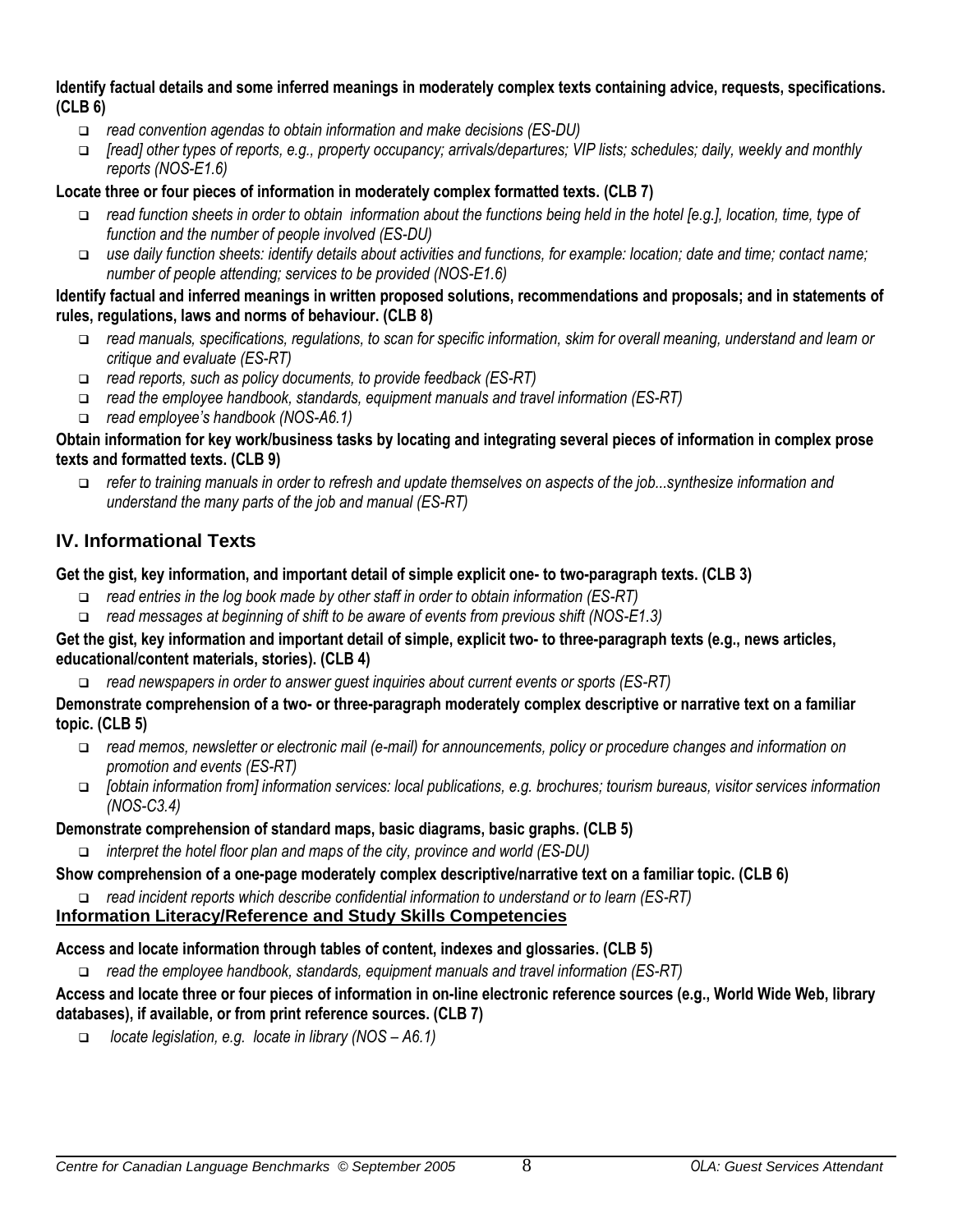**Identify factual details and some inferred meanings in moderately complex texts containing advice, requests, specifications. (CLB 6)**

- *read convention agendas to obtain information and make decisions (ES-DU)*
- *[read] other types of reports, e.g., property occupancy; arrivals/departures; VIP lists; schedules; daily, weekly and monthly reports (NOS-E1.6)*

**Locate three or four pieces of information in moderately complex formatted texts. (CLB 7)**

- *read function sheets in order to obtain information about the functions being held in the hotel [e.g.], location, time, type of function and the number of people involved (ES-DU)*
- *use daily function sheets: identify details about activities and functions, for example: location; date and time; contact name; number of people attending; services to be provided (NOS-E1.6)*

**Identify factual and inferred meanings in written proposed solutions, recommendations and proposals; and in statements of rules, regulations, laws and norms of behaviour. (CLB 8)**

- *read manuals, specifications, regulations, to scan for specific information, skim for overall meaning, understand and learn or critique and evaluate (ES-RT)*
- *read reports, such as policy documents, to provide feedback (ES-RT)*
- *read the employee handbook, standards, equipment manuals and travel information (ES-RT)*
- *read employee's handbook (NOS-A6.1)*

**Obtain information for key work/business tasks by locating and integrating several pieces of information in complex prose texts and formatted texts. (CLB 9)**

- *refer to training manuals in order to refresh and update themselves on aspects of the job...synthesize information and understand the many parts of the job and manual (ES-RT)*

## IV. Informational Texts

**Get the gist, key information, and important detail of simple explicit one- to two-paragraph texts. (CLB 3)**

- *read entries in the log book made by other staff in order to obtain information (ES-RT)*
- *read messages at beginning of shift to be aware of events from previous shift (NOS-E1.3)*

**Get the gist, key information and important detail of simple, explicit two- to three-paragraph texts (e.g., news articles, educational/content materials, stories). (CLB 4)**

- *read newspapers in order to answer guest inquiries about current events or sports (ES-RT)*

**Demonstrate comprehension of a two- or three-paragraph moderately complex descriptive or narrative text on a familiar topic. (CLB 5)**

- *read memos, newsletter or electronic mail (e-mail) for announcements, policy or procedure changes and information on promotion and events (ES-RT)*
- *[obtain information from] information services: local publications, e.g. brochures; tourism bureaus, visitor services information (NOS-C3.4)*

**Demonstrate comprehension of standard maps, basic diagrams, basic graphs. (CLB 5)**

- *interpret the hotel floor plan and maps of the city, province and world (ES-DU)*

**Show comprehension of a one-page moderately complex descriptive/narrative text on a familiar topic. (CLB 6)**

- *read incident reports which describe confidential information to understand or to learn (ES-RT)*

**Information Literacy/Reference and Study Skills Competencies**

**Access and locate information through tables of content, indexes and glossaries. (CLB 5)**

- *read the employee handbook, standards, equipment manuals and travel information (ES-RT)*

**Access and locate three or four pieces of information in on-line electronic reference sources (e.g., World Wide Web, library databases), if available, or from print reference sources. (CLB 7)**

- *locate legislation, e.g. locate in library (NOS – A6.1)*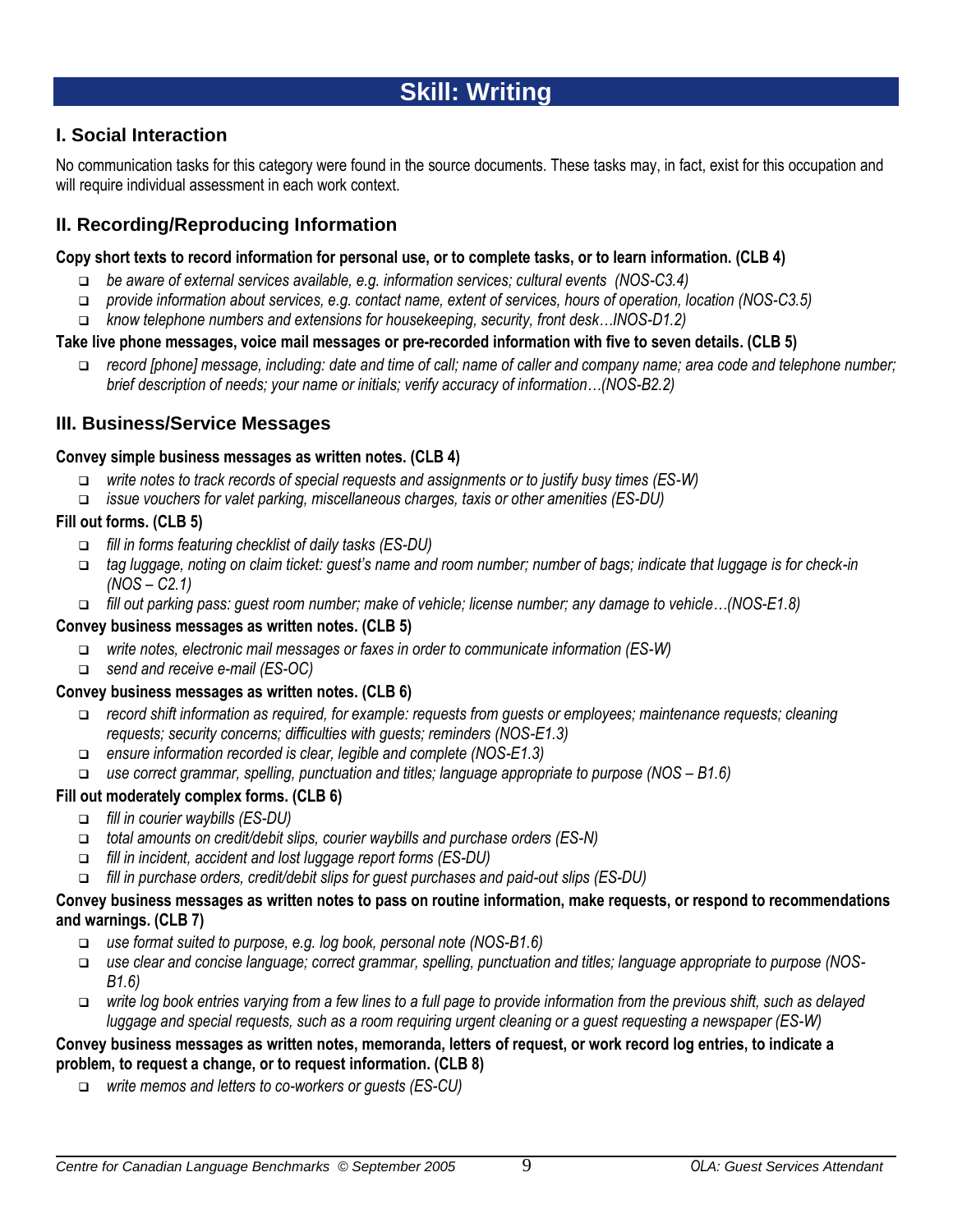# Skill: Writing

## I. Social Interaction

No communication tasks for this category were found in the source documents. These tasks may, in fact, exist for this occupation and will require individual assessment in each work context.

## II. Recording/Reproducing Information

**Copy short texts to record information for personal use, or to complete tasks, or to learn information. (CLB 4)**

- *be aware of external services available, e.g. information services; cultural events (NOS-C3.4)*
- *provide information about services, e.g. contact name, extent of services, hours of operation, location (NOS-C3.5)*
- *know telephone numbers and extensions for housekeeping, security, front desk…INOS-D1.2)*

**Take live phone messages, voice mail messages or pre-recorded information with five to seven details. (CLB 5)**

- *record [phone] message, including: date and time of call; name of caller and company name; area code and telephone number; brief description of needs; your name or initials; verify accuracy of information…(NOS-B2.2)*

## III. Business/Service Messages

**Convey simple business messages as written notes. (CLB 4)**

- *write notes to track records of special requests and assignments or to justify busy times (ES-W)*
- *issue vouchers for valet parking, miscellaneous charges, taxis or other amenities (ES-DU)*

**Fill out forms. (CLB 5)**

- *fill in forms featuring checklist of daily tasks (ES-DU)*
- *tag luggage, noting on claim ticket: guest's name and room number; number of bags; indicate that luggage is for check-in (NOS – C2.1)*
- *fill out parking pass: guest room number; make of vehicle; license number; any damage to vehicle…(NOS-E1.8)*

**Convey business messages as written notes. (CLB 5)**

- *write notes, electronic mail messages or faxes in order to communicate information (ES-W)*
- *send and receive e-mail (ES-OC)*

**Convey business messages as written notes. (CLB 6)**

- *record shift information as required, for example: requests from guests or employees; maintenance requests; cleaning requests; security concerns; difficulties with guests; reminders (NOS-E1.3)*
- *ensure information recorded is clear, legible and complete (NOS-E1.3)*
- *use correct grammar, spelling, punctuation and titles; language appropriate to purpose (NOS – B1.6)*

**Fill out moderately complex forms. (CLB 6)**

- *fill in courier waybills (ES-DU)*
- *total amounts on credit/debit slips, courier waybills and purchase orders (ES-N)*
- *fill in incident, accident and lost luggage report forms (ES-DU)*
- *fill in purchase orders, credit/debit slips for guest purchases and paid-out slips (ES-DU)*

**Convey business messages as written notes to pass on routine information, make requests, or respond to recommendations and warnings. (CLB 7)**

- *use format suited to purpose, e.g. log book, personal note (NOS-B1.6)*
- *use clear and concise language; correct grammar, spelling, punctuation and titles; language appropriate to purpose (NOS-B1.6)*
- *write log book entries varying from a few lines to a full page to provide information from the previous shift, such as delayed luggage and special requests, such as a room requiring urgent cleaning or a guest requesting a newspaper (ES-W)*

**Convey business messages as written notes, memoranda, letters of request, or work record log entries, to indicate a problem, to request a change, or to request information. (CLB 8)**

- *write memos and letters to co-workers or guests (ES-CU)*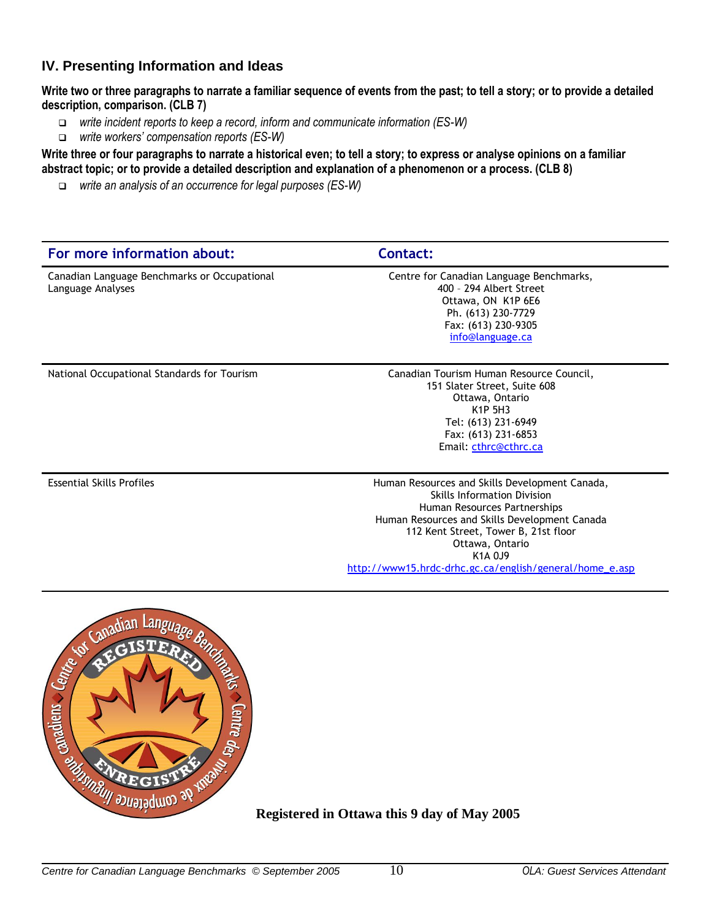## IV. Presenting Information and Ideas

**Write two or three paragraphs to narrate a familiar sequence of events from the past; to tell a story; or to provide a detailed description, comparison. (CLB 7)**

- *write incident reports to keep a record, inform and communicate information (ES-W)*
- *write workers' compensation reports (ES-W)*

**Write three or four paragraphs to narrate a historical even; to tell a story; to express or analyse opinions on a familiar abstract topic; or to provide a detailed description and explanation of a phenomenon or a process. (CLB 8)**

- *write an analysis of an occurrence for legal purposes (ES-W)*

| For more information about: | Contact: |
|---|---|
| Canadian Language Benchmarks or Occupational Language Analyses | Centre for Canadian Language Benchmarks, 400 – 294 Albert Street Ottawa, ON K1P 6E6 Ph. (613) 230-7729 Fax: (613) 230-9305 info@language.ca |
| National Occupational Standards for Tourism | Canadian Tourism Human Resource Council, 151 Slater Street, Suite 608 Ottawa, Ontario K1P 5H3 Tel: (613) 231-6949 Fax: (613) 231-6853 Email: cthrc@cthrc.ca |
| Essential Skills Profiles | Human Resources and Skills Development Canada, Skills Information Division Human Resources Partnerships Human Resources and Skills Development Canada 112 Kent Street, Tower B, 21st floor Ottawa, Ontario K1A 0J9 http://www15.hrdc-drhc.gc.ca/english/general/home_e.asp |

Centre for Canadian Language Benchmarks • REGISTERED • ENREGISTRÉ • Centre des niveaux de compétence linguistique canadiens

**Registered in Ottawa this 9 day of May 2005**